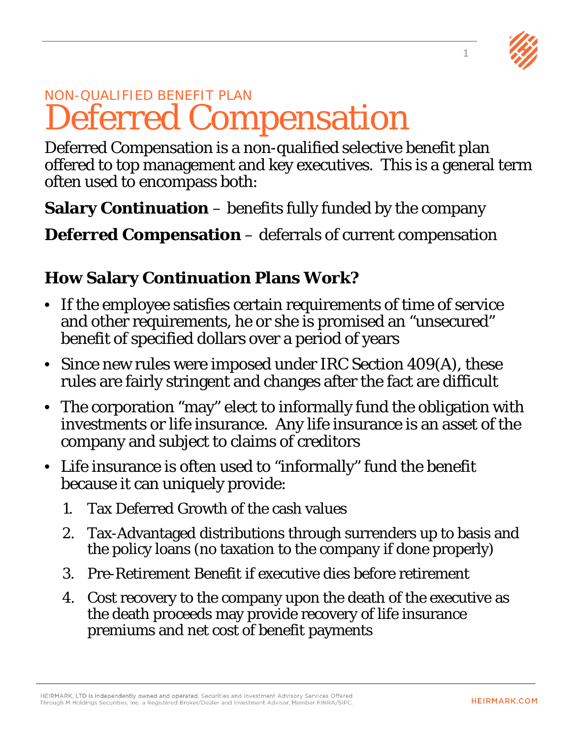NON-QUALIFIED BENEFIT PLAN

# Deferred Compensation

Deferred Compensation is a non-qualified selective benefit plan offered to top management and key executives. This is a general term often used to encompass both:

**Salary Continuation** – benefits fully funded by the company

**Deferred Compensation** – deferrals of current compensation

## How Salary Continuation Plans Work?

- If the employee satisfies certain requirements of time of service and other requirements, he or she is promised an "unsecured" benefit of specified dollars over a period of years
- Since new rules were imposed under IRC Section 409(A), these rules are fairly stringent and changes after the fact are difficult
- The corporation "may" elect to informally fund the obligation with investments or life insurance. Any life insurance is an asset of the company and subject to claims of creditors
- Life insurance is often used to "informally" fund the benefit because it can uniquely provide:
    1. Tax Deferred Growth of the cash values
    2. Tax-Advantaged distributions through surrenders up to basis and the policy loans (no taxation to the company if done properly)
    3. Pre-Retirement Benefit if executive dies before retirement
    4. Cost recovery to the company upon the death of the executive as the death proceeds may provide recovery of life insurance premiums and net cost of benefit payments

HEIRMARK, LTD is independently owned and operated. Securities and Investment Advisory Services Offered Through M Holdings Securities, Inc. a Registered Broker/Dealer and Investment Advisor, Member FINRA/SIPC.

HEIRMARK.COM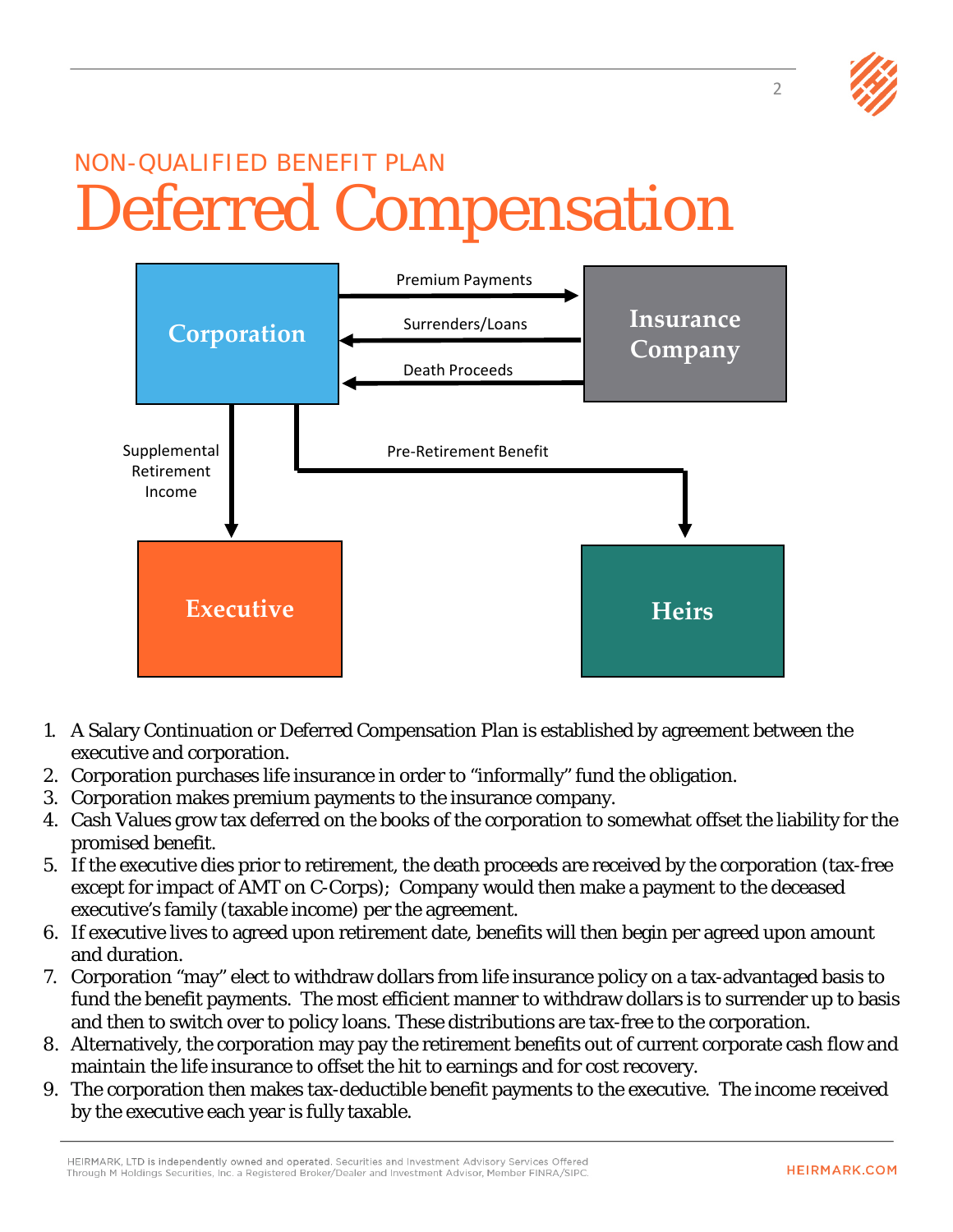NON-QUALIFIED BENEFIT PLAN

# Deferred Compensation

Corporation → Insurance Company: Premium Payments

Insurance Company → Corporation: Surrenders/Loans

Insurance Company → Corporation: Death Proceeds

Corporation → Executive: Supplemental Retirement Income

Corporation → Heirs: Pre-Retirement Benefit

1. A Salary Continuation or Deferred Compensation Plan is established by agreement between the executive and corporation.
2. Corporation purchases life insurance in order to "informally" fund the obligation.
3. Corporation makes premium payments to the insurance company.
4. Cash Values grow tax deferred on the books of the corporation to somewhat offset the liability for the promised benefit.
5. If the executive dies prior to retirement, the death proceeds are received by the corporation (tax-free except for impact of AMT on C-Corps); Company would then make a payment to the deceased executive's family (taxable income) per the agreement.
6. If executive lives to agreed upon retirement date, benefits will then begin per agreed upon amount and duration.
7. Corporation "may" elect to withdraw dollars from life insurance policy on a tax-advantaged basis to fund the benefit payments. The most efficient manner to withdraw dollars is to surrender up to basis and then to switch over to policy loans. These distributions are tax-free to the corporation.
8. Alternatively, the corporation may pay the retirement benefits out of current corporate cash flow and maintain the life insurance to offset the hit to earnings and for cost recovery.
9. The corporation then makes tax-deductible benefit payments to the executive. The income received by the executive each year is fully taxable.

HEIRMARK, LTD is independently owned and operated. Securities and Investment Advisory Services Offered Through M Holdings Securities, Inc. a Registered Broker/Dealer and Investment Advisor, Member FINRA/SIPC.

HEIRMARK.COM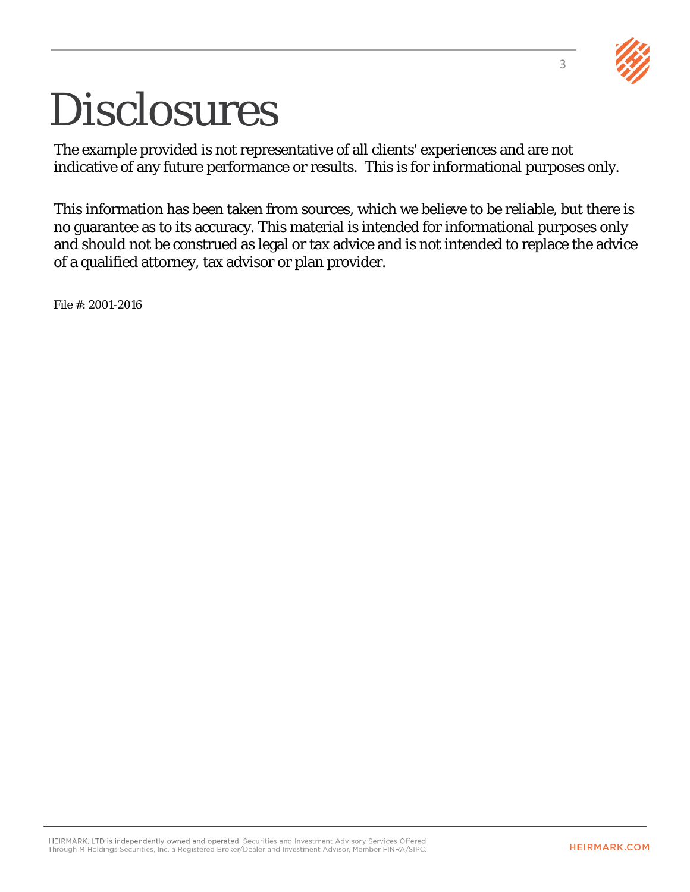# Disclosures

The example provided is not representative of all clients' experiences and are not indicative of any future performance or results.  This is for informational purposes only.

This information has been taken from sources, which we believe to be reliable, but there is no guarantee as to its accuracy. This material is intended for informational purposes only and should not be construed as legal or tax advice and is not intended to replace the advice of a qualified attorney, tax advisor or plan provider.

File #: 2001-2016

HEIRMARK, LTD is independently owned and operated. Securities and Investment Advisory Services Offered Through M Holdings Securities, Inc. a Registered Broker/Dealer and Investment Advisor, Member FINRA/SIPC.

HEIRMARK.COM